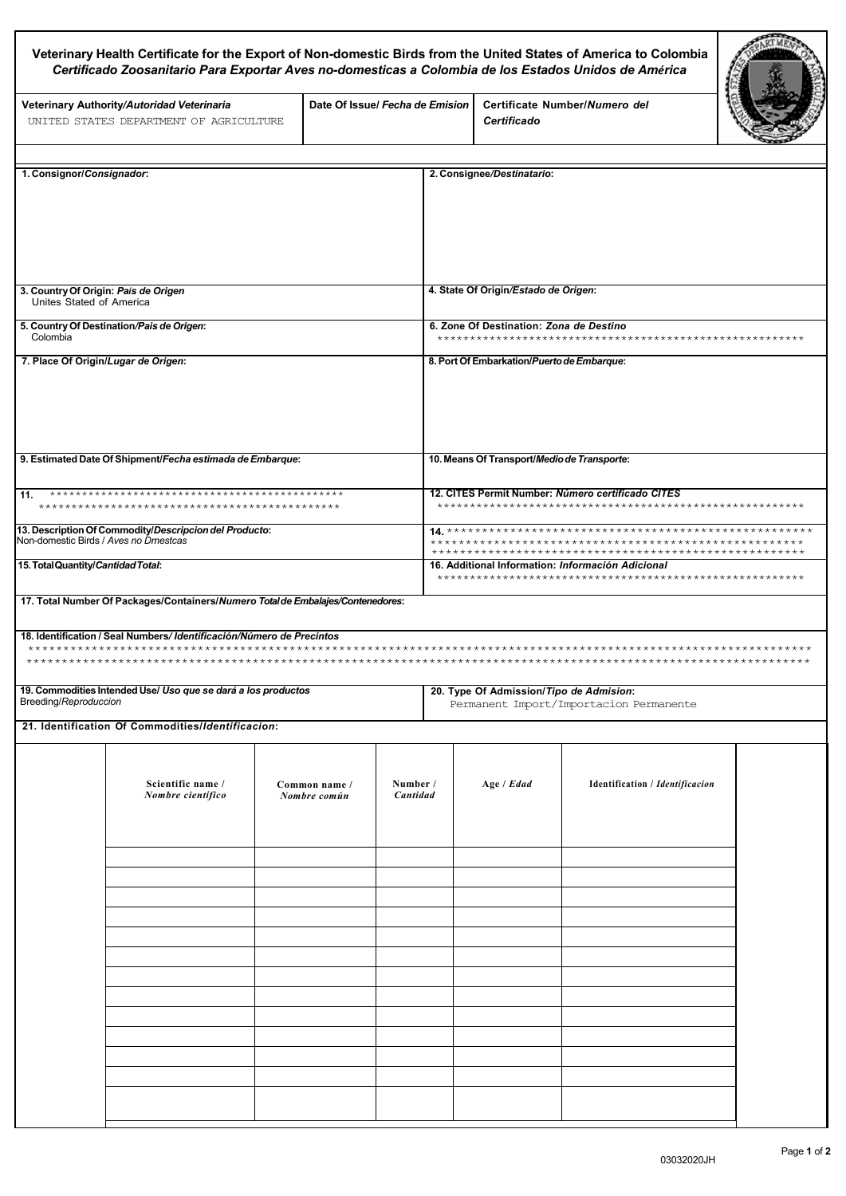# Veterinary Health Certificate for the Export of Non-domestic Birds from the United States of America to Colombia

## *Certificado Zoosanitario Para Exportar Aves no-domesticas a Colombia de los Estados Unidos de América*

| Veterinary Authority/*Autoridad Veterinaria* | Date Of Issue/ *Fecha de Emision* | Certificate Number/*Numero del Certificado* |
|---|---|---|
| UNITED STATES DEPARTMENT OF AGRICULTURE | | |

| | |
|---|---|
| **1. Consignor/*Consignador*:** | **2. Consignee/*Destinatario*:** |
| **3. Country Of Origin: *País de Origen*** Unites Stated of America | **4. State Of Origin/*Estado de Origen*:** |
| **5. Country Of Destination/*País de Origen*:** Colombia | **6. Zone Of Destination: *Zona de Destino*** ******************************************************** |
| **7. Place Of Origin/*Lugar de Origen*:** | **8. Port Of Embarkation/*Puerto de Embarque*:** |
| **9. Estimated Date Of Shipment/*Fecha estimada de Embarque*:** | **10. Means Of Transport/*Medio de Transporte*:** |
| **11.** ********************************************** ********************************************** | **12. CITES Permit Number: *Número certificado CITES*** ******************************************************** |
| **13. Description Of Commodity/*Descripcion del Producto*:** Non-domestic Birds / *Aves no Dmestcas* | **14.** ***************************************************** ***************************************************** ***************************************************** |
| **15. Total Quantity/*Cantidad Total*:** | **16. Additional Information: *Información Adicional*** ******************************************************** |

**17. Total Number Of Packages/Containers/*Numero Total de Embalajes/Contenedores*:**

**18. Identification / Seal Numbers/ *Identificación/Número de Precintos***

*****************************************************************************************************************
*****************************************************************************************************************

| | |
|---|---|
| **19. Commodities Intended Use/ *Uso que se dará a los productos*** Breeding/*Reproduccion* | **20. Type Of Admission/*Tipo de Admision*:** Permanent Import/Importacion Permanente |

**21. Identification Of Commodities/*Identificacion*:**

| Scientific name / *Nombre científico* | Common name / *Nombre común* | Number / *Cantidad* | Age / *Edad* | Identification / *Identificacion* |
|---|---|---|---|---|
| | | | | |
| | | | | |
| | | | | |
| | | | | |
| | | | | |
| | | | | |
| | | | | |
| | | | | |
| | | | | |
| | | | | |
| | | | | |
| | | | | |
| | | | | |

03032020JH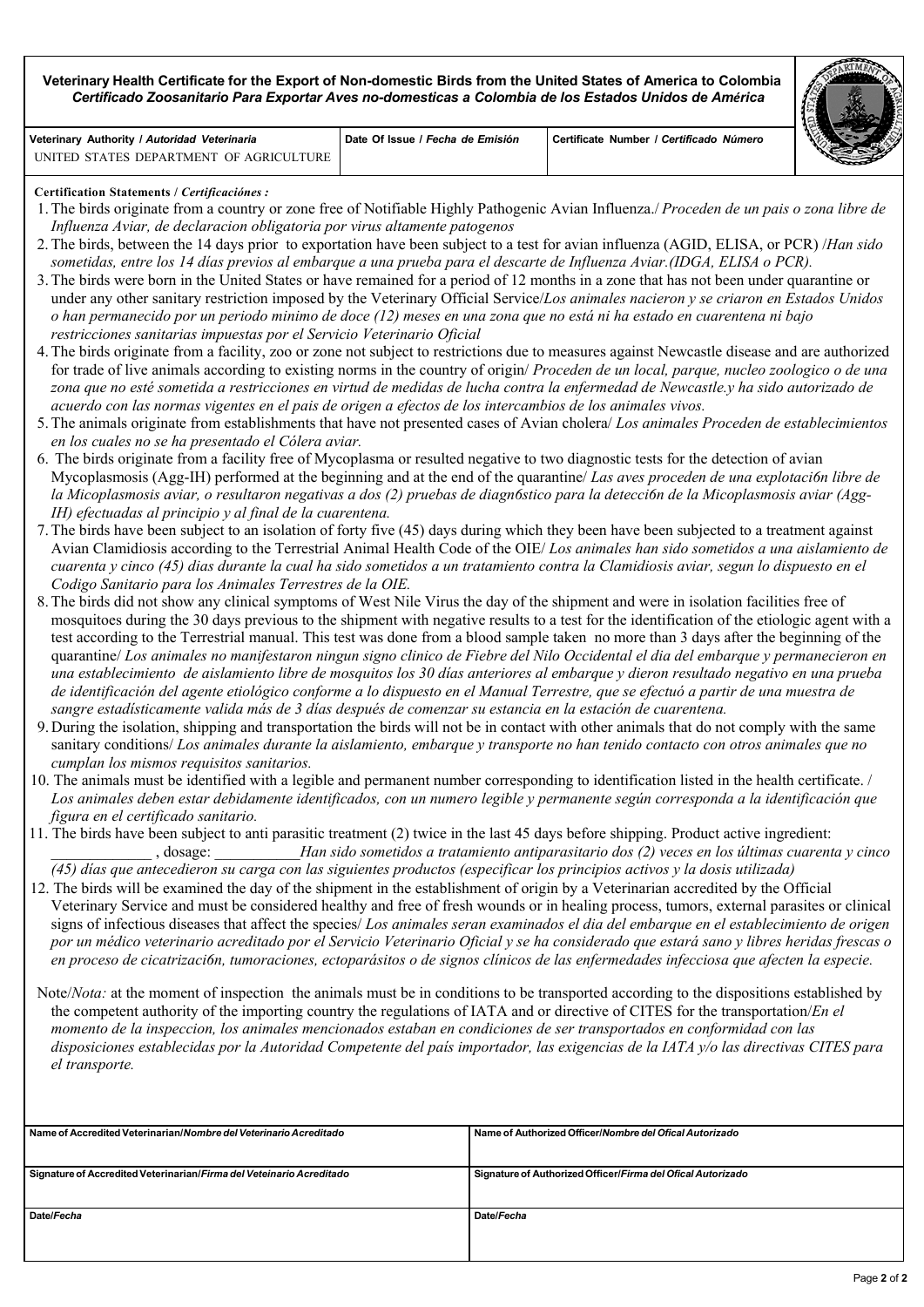**Veterinary Health Certificate for the Export of Non-domestic Birds from the United States of America to Colombia**
***Certificado Zoosanitario Para Exportar Aves no-domesticas a Colombia de los Estados Unidos de América***

| Veterinary Authority / *Autoridad Veterinaria* | Date Of Issue / *Fecha de Emisión* | Certificate Number / *Certificado Número* |
|---|---|---|
| UNITED STATES DEPARTMENT OF AGRICULTURE | | |

**Certification Statements /** ***Certificaciónes :***

1. The birds originate from a country or zone free of Notifiable Highly Pathogenic Avian Influenza./ *Proceden de un pais o zona libre de Influenza Aviar, de declaracion obligatoria por virus altamente patogenos*
2. The birds, between the 14 days prior to exportation have been subject to a test for avian influenza (AGID, ELISA, or PCR) /*Han sido sometidas, entre los 14 días previos al embarque a una prueba para el descarte de Influenza Aviar.(IDGA, ELISA o PCR).*
3. The birds were born in the United States or have remained for a period of 12 months in a zone that has not been under quarantine or under any other sanitary restriction imposed by the Veterinary Official Service/*Los animales nacieron y se criaron en Estados Unidos o han permanecido por un periodo minimo de doce (12) meses en una zona que no está ni ha estado en cuarentena ni bajo restricciones sanitarias impuestas por el Servicio Veterinario Oficial*
4. The birds originate from a facility, zoo or zone not subject to restrictions due to measures against Newcastle disease and are authorized for trade of live animals according to existing norms in the country of origin/ *Proceden de un local, parque, nucleo zoologico o de una zona que no esté sometida a restricciones en virtud de medidas de lucha contra la enfermedad de Newcastle.y ha sido autorizado de acuerdo con las normas vigentes en el pais de origen a efectos de los intercambios de los animales vivos.*
5. The animals originate from establishments that have not presented cases of Avian cholera/ *Los animales Proceden de establecimientos en los cuales no se ha presentado el Cólera aviar.*
6. The birds originate from a facility free of Mycoplasma or resulted negative to two diagnostic tests for the detection of avian Mycoplasmosis (Agg-IH) performed at the beginning and at the end of the quarantine/ *Las aves proceden de una explotaci6n libre de la Micoplasmosis aviar, o resultaron negativas a dos (2) pruebas de diagn6stico para la detecci6n de la Micoplasmosis aviar (Agg-IH) efectuadas al principio y al final de la cuarentena.*
7. The birds have been subject to an isolation of forty five (45) days during which they been have been subjected to a treatment against Avian Clamidiosis according to the Terrestrial Animal Health Code of the OIE/ *Los animales han sido sometidos a una aislamiento de cuarenta y cinco (45) dias durante la cual ha sido sometidos a un tratamiento contra la Clamidiosis aviar, segun lo dispuesto en el Codigo Sanitario para los Animales Terrestres de la OIE.*
8. The birds did not show any clinical symptoms of West Nile Virus the day of the shipment and were in isolation facilities free of mosquitoes during the 30 days previous to the shipment with negative results to a test for the identification of the etiologic agent with a test according to the Terrestrial manual. This test was done from a blood sample taken no more than 3 days after the beginning of the quarantine/ *Los animales no manifestaron ningun signo clinico de Fiebre del Nilo Occidental el dia del embarque y permanecieron en una establecimiento de aislamiento libre de mosquitos los 30 días anteriores al embarque y dieron resultado negativo en una prueba de identificación del agente etiológico conforme a lo dispuesto en el Manual Terrestre, que se efectuó a partir de una muestra de sangre estadísticamente valida más de 3 días después de comenzar su estancia en la estación de cuarentena.*
9. During the isolation, shipping and transportation the birds will not be in contact with other animals that do not comply with the same sanitary conditions/ *Los animales durante la aislamiento, embarque y transporte no han tenido contacto con otros animales que no cumplan los mismos requisitos sanitarios.*
10. The animals must be identified with a legible and permanent number corresponding to identification listed in the health certificate. / *Los animales deben estar debidamente identificados, con un numero legible y permanente según corresponda a la identificación que figura en el certificado sanitario.*
11. The birds have been subject to anti parasitic treatment (2) twice in the last 45 days before shipping. Product active ingredient: _____________ , dosage: ___________*Han sido sometidos a tratamiento antiparasitario dos (2) veces en los últimas cuarenta y cinco (45) días que antecedieron su carga con las siguientes productos (especificar los principios activos y la dosis utilizada)*
12. The birds will be examined the day of the shipment in the establishment of origin by a Veterinarian accredited by the Official Veterinary Service and must be considered healthy and free of fresh wounds or in healing process, tumors, external parasites or clinical signs of infectious diseases that affect the species/ *Los animales seran examinados el dia del embarque en el establecimiento de origen por un médico veterinario acreditado por el Servicio Veterinario Oficial y se ha considerado que estará sano y libres heridas frescas o en proceso de cicatrizaci6n, tumoraciones, ectoparásitos o de signos clínicos de las enfermedades infecciosa que afecten la especie.*

Note/*Nota:* at the moment of inspection the animals must be in conditions to be transported according to the dispositions established by the competent authority of the importing country the regulations of IATA and or directive of CITES for the transportation/*En el momento de la inspeccion, los animales mencionados estaban en condiciones de ser transportados en conformidad con las disposiciones establecidas por la Autoridad Competente del país importador, las exigencias de la IATA y/o las directivas CITES para el transporte.*

| | |
|---|---|
| Name of Accredited Veterinarian/*Nombre del Veterinario Acreditado* | Name of Authorized Officer/*Nombre del Ofical Autorizado* |
| Signature of Accredited Veterinarian/*Firma del Veteinario Acreditado* | Signature of Authorized Officer/*Firma del Ofical Autorizado* |
| Date/*Fecha* | Date/*Fecha* |